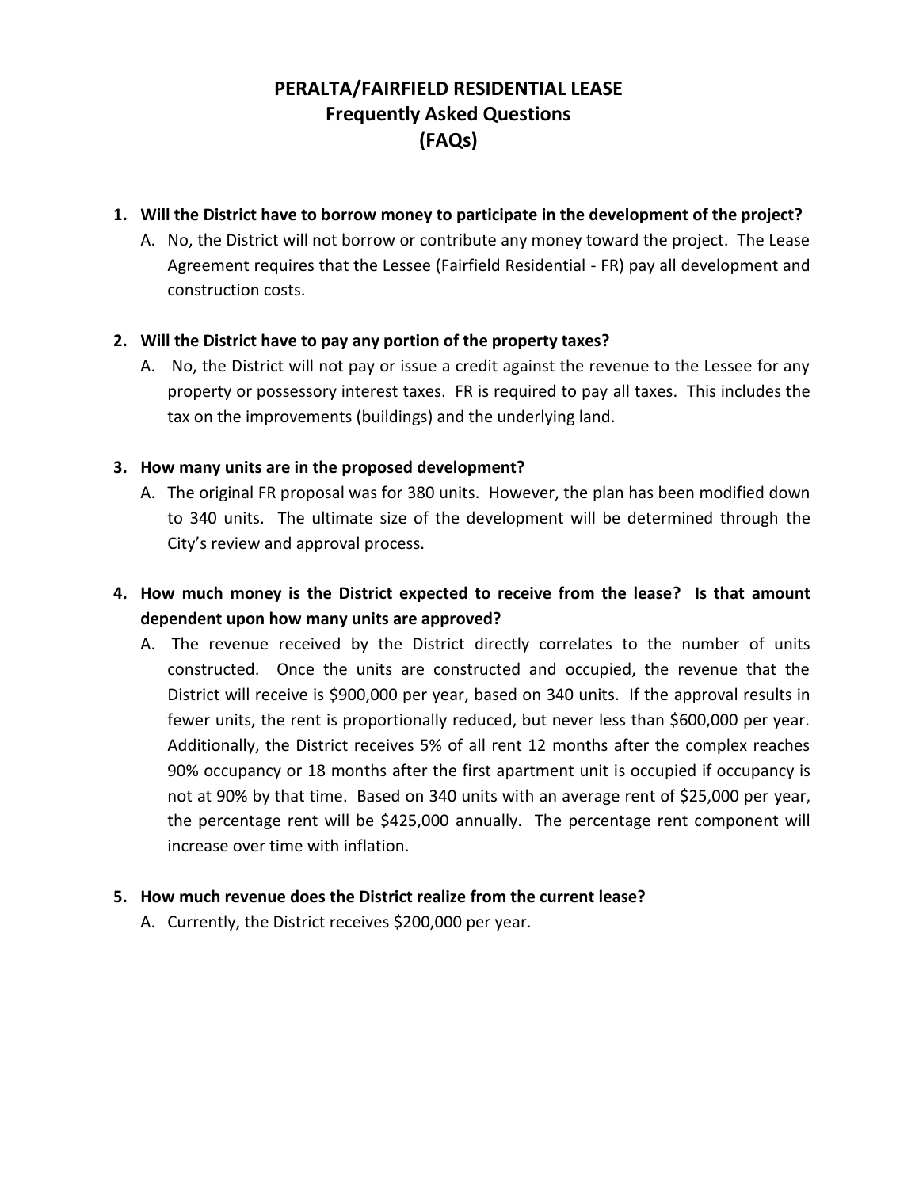# PERALTA/FAIRFIELD RESIDENTIAL LEASE
## Frequently Asked Questions
## (FAQs)

1. **Will the District have to borrow money to participate in the development of the project?**
   
   A. No, the District will not borrow or contribute any money toward the project. The Lease Agreement requires that the Lessee (Fairfield Residential - FR) pay all development and construction costs.

2. **Will the District have to pay any portion of the property taxes?**
   
   A. No, the District will not pay or issue a credit against the revenue to the Lessee for any property or possessory interest taxes. FR is required to pay all taxes. This includes the tax on the improvements (buildings) and the underlying land.

3. **How many units are in the proposed development?**
   
   A. The original FR proposal was for 380 units. However, the plan has been modified down to 340 units. The ultimate size of the development will be determined through the City's review and approval process.

4. **How much money is the District expected to receive from the lease? Is that amount dependent upon how many units are approved?**
   
   A. The revenue received by the District directly correlates to the number of units constructed. Once the units are constructed and occupied, the revenue that the District will receive is $900,000 per year, based on 340 units. If the approval results in fewer units, the rent is proportionally reduced, but never less than $600,000 per year. Additionally, the District receives 5% of all rent 12 months after the complex reaches 90% occupancy or 18 months after the first apartment unit is occupied if occupancy is not at 90% by that time. Based on 340 units with an average rent of $25,000 per year, the percentage rent will be $425,000 annually. The percentage rent component will increase over time with inflation.

5. **How much revenue does the District realize from the current lease?**
   
   A. Currently, the District receives $200,000 per year.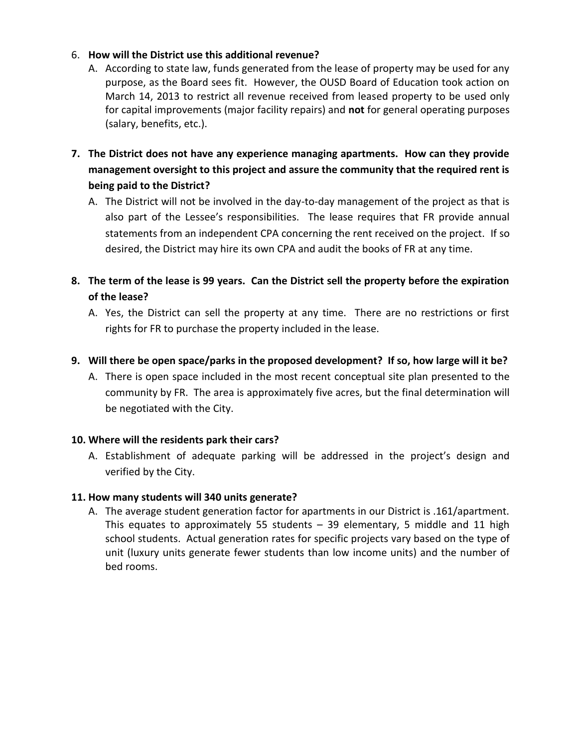6. **How will the District use this additional revenue?**
   A. According to state law, funds generated from the lease of property may be used for any purpose, as the Board sees fit. However, the OUSD Board of Education took action on March 14, 2013 to restrict all revenue received from leased property to be used only for capital improvements (major facility repairs) and **not** for general operating purposes (salary, benefits, etc.).

7. **The District does not have any experience managing apartments. How can they provide management oversight to this project and assure the community that the required rent is being paid to the District?**
   A. The District will not be involved in the day-to-day management of the project as that is also part of the Lessee's responsibilities. The lease requires that FR provide annual statements from an independent CPA concerning the rent received on the project. If so desired, the District may hire its own CPA and audit the books of FR at any time.

8. **The term of the lease is 99 years. Can the District sell the property before the expiration of the lease?**
   A. Yes, the District can sell the property at any time. There are no restrictions or first rights for FR to purchase the property included in the lease.

9. **Will there be open space/parks in the proposed development? If so, how large will it be?**
   A. There is open space included in the most recent conceptual site plan presented to the community by FR. The area is approximately five acres, but the final determination will be negotiated with the City.

10. **Where will the residents park their cars?**
    A. Establishment of adequate parking will be addressed in the project's design and verified by the City.

11. **How many students will 340 units generate?**
    A. The average student generation factor for apartments in our District is .161/apartment. This equates to approximately 55 students – 39 elementary, 5 middle and 11 high school students. Actual generation rates for specific projects vary based on the type of unit (luxury units generate fewer students than low income units) and the number of bed rooms.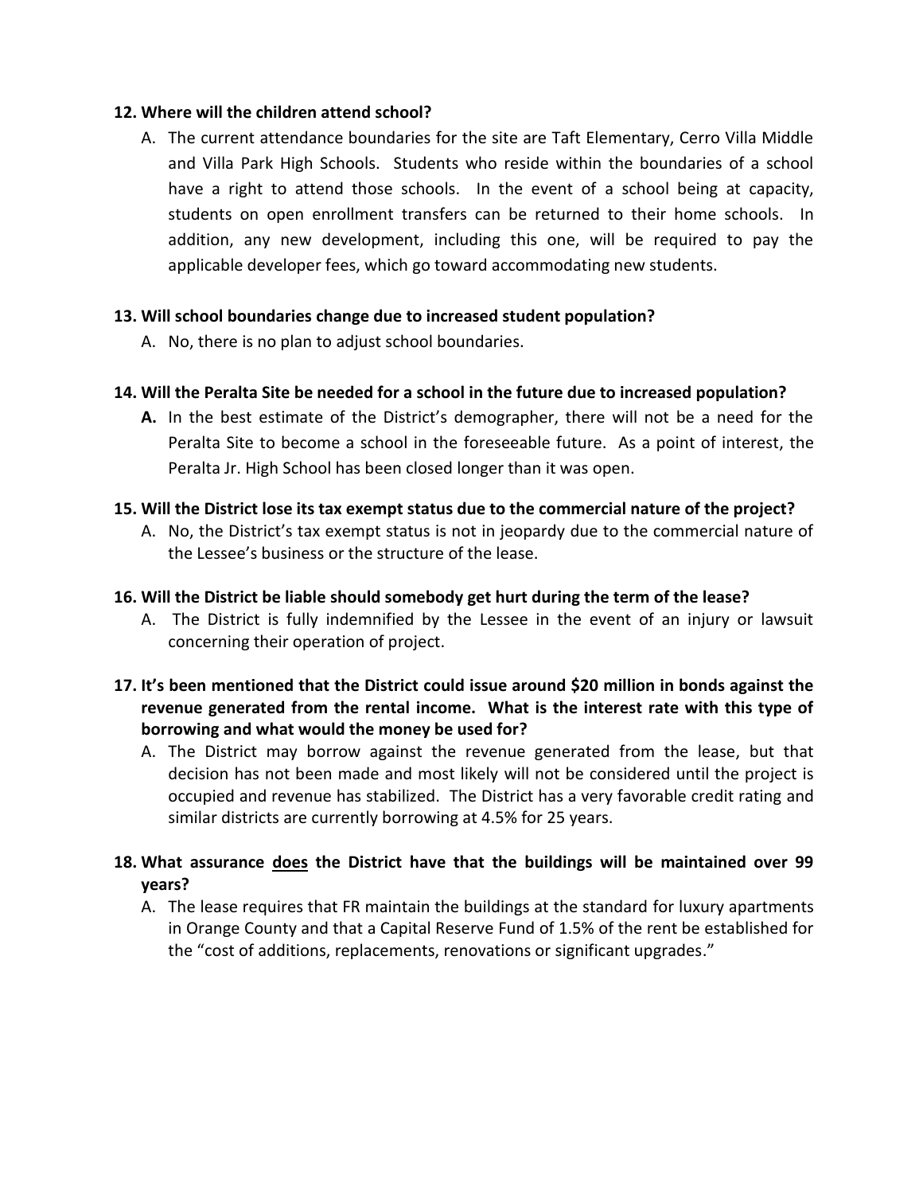**12. Where will the children attend school?**

A. The current attendance boundaries for the site are Taft Elementary, Cerro Villa Middle and Villa Park High Schools. Students who reside within the boundaries of a school have a right to attend those schools. In the event of a school being at capacity, students on open enrollment transfers can be returned to their home schools. In addition, any new development, including this one, will be required to pay the applicable developer fees, which go toward accommodating new students.

**13. Will school boundaries change due to increased student population?**

A. No, there is no plan to adjust school boundaries.

**14. Will the Peralta Site be needed for a school in the future due to increased population?**

**A.** In the best estimate of the District's demographer, there will not be a need for the Peralta Site to become a school in the foreseeable future. As a point of interest, the Peralta Jr. High School has been closed longer than it was open.

**15. Will the District lose its tax exempt status due to the commercial nature of the project?**

A. No, the District's tax exempt status is not in jeopardy due to the commercial nature of the Lessee's business or the structure of the lease.

**16. Will the District be liable should somebody get hurt during the term of the lease?**

A. The District is fully indemnified by the Lessee in the event of an injury or lawsuit concerning their operation of project.

**17. It's been mentioned that the District could issue around $20 million in bonds against the revenue generated from the rental income. What is the interest rate with this type of borrowing and what would the money be used for?**

A. The District may borrow against the revenue generated from the lease, but that decision has not been made and most likely will not be considered until the project is occupied and revenue has stabilized. The District has a very favorable credit rating and similar districts are currently borrowing at 4.5% for 25 years.

**18. What assurance <u>does</u> the District have that the buildings will be maintained over 99 years?**

A. The lease requires that FR maintain the buildings at the standard for luxury apartments in Orange County and that a Capital Reserve Fund of 1.5% of the rent be established for the "cost of additions, replacements, renovations or significant upgrades."